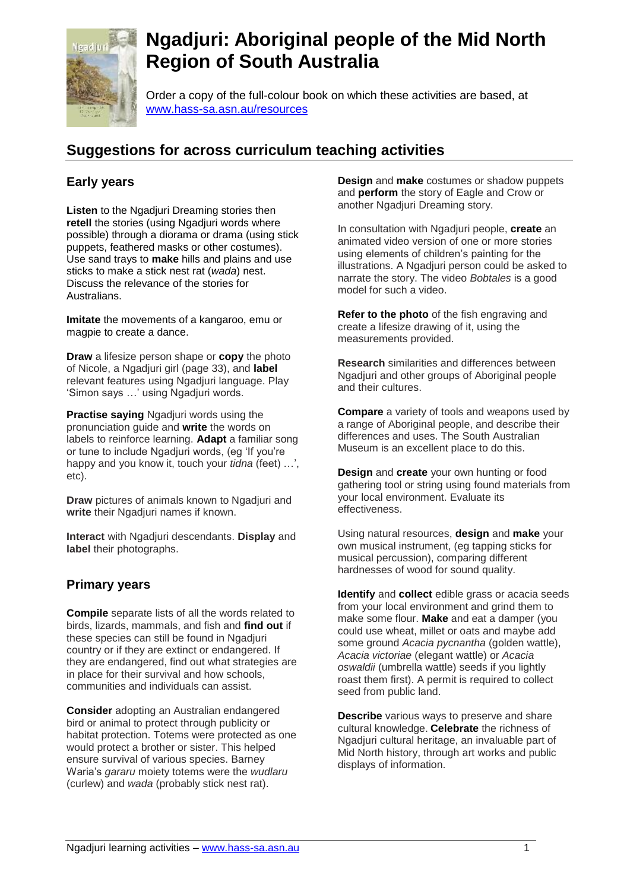# Ngadjuri: Aboriginal people of the Mid North Region of South Australia

Order a copy of the full-colour book on which these activities are based, at www.hass-sa.asn.au/resources

## Suggestions for across curriculum teaching activities

### Early years

**Listen** to the Ngadjuri Dreaming stories then **retell** the stories (using Ngadjuri words where possible) through a diorama or drama (using stick puppets, feathered masks or other costumes). Use sand trays to **make** hills and plains and use sticks to make a stick nest rat (*wada*) nest. Discuss the relevance of the stories for Australians.

**Imitate** the movements of a kangaroo, emu or magpie to create a dance.

**Draw** a lifesize person shape or **copy** the photo of Nicole, a Ngadjuri girl (page 33), and **label** relevant features using Ngadjuri language. Play 'Simon says …' using Ngadjuri words.

**Practise saying** Ngadjuri words using the pronunciation guide and **write** the words on labels to reinforce learning. **Adapt** a familiar song or tune to include Ngadjuri words, (eg 'If you're happy and you know it, touch your *tidna* (feet) …', etc).

**Draw** pictures of animals known to Ngadjuri and **write** their Ngadjuri names if known.

**Interact** with Ngadjuri descendants. **Display** and **label** their photographs.

### Primary years

**Compile** separate lists of all the words related to birds, lizards, mammals, and fish and **find out** if these species can still be found in Ngadjuri country or if they are extinct or endangered. If they are endangered, find out what strategies are in place for their survival and how schools, communities and individuals can assist.

**Consider** adopting an Australian endangered bird or animal to protect through publicity or habitat protection. Totems were protected as one would protect a brother or sister. This helped ensure survival of various species. Barney Waria's *gararu* moiety totems were the *wudlaru* (curlew) and *wada* (probably stick nest rat).

**Design** and **make** costumes or shadow puppets and **perform** the story of Eagle and Crow or another Ngadjuri Dreaming story.

In consultation with Ngadjuri people, **create** an animated video version of one or more stories using elements of children's painting for the illustrations. A Ngadjuri person could be asked to narrate the story. The video *Bobtales* is a good model for such a video.

**Refer to the photo** of the fish engraving and create a lifesize drawing of it, using the measurements provided.

**Research** similarities and differences between Ngadjuri and other groups of Aboriginal people and their cultures.

**Compare** a variety of tools and weapons used by a range of Aboriginal people, and describe their differences and uses. The South Australian Museum is an excellent place to do this.

**Design** and **create** your own hunting or food gathering tool or string using found materials from your local environment. Evaluate its effectiveness.

Using natural resources, **design** and **make** your own musical instrument, (eg tapping sticks for musical percussion), comparing different hardnesses of wood for sound quality.

**Identify** and **collect** edible grass or acacia seeds from your local environment and grind them to make some flour. **Make** and eat a damper (you could use wheat, millet or oats and maybe add some ground *Acacia pycnantha* (golden wattle), *Acacia victoriae* (elegant wattle) or *Acacia oswaldii* (umbrella wattle) seeds if you lightly roast them first). A permit is required to collect seed from public land.

**Describe** various ways to preserve and share cultural knowledge. **Celebrate** the richness of Ngadjuri cultural heritage, an invaluable part of Mid North history, through art works and public displays of information.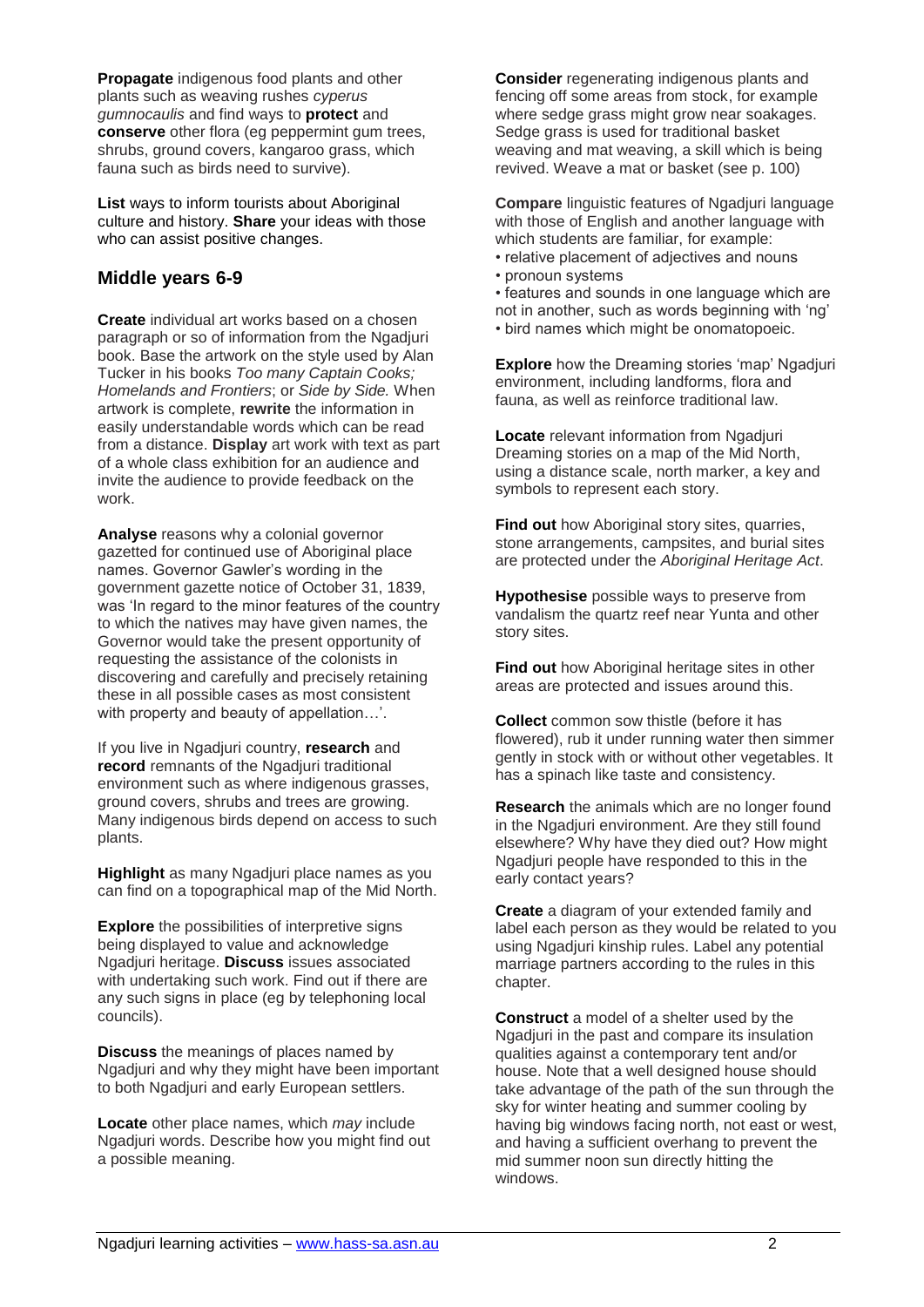**Propagate** indigenous food plants and other plants such as weaving rushes *cyperus gumnocaulis* and find ways to **protect** and **conserve** other flora (eg peppermint gum trees, shrubs, ground covers, kangaroo grass, which fauna such as birds need to survive).

**List** ways to inform tourists about Aboriginal culture and history. **Share** your ideas with those who can assist positive changes.

## Middle years 6-9

**Create** individual art works based on a chosen paragraph or so of information from the Ngadjuri book. Base the artwork on the style used by Alan Tucker in his books *Too many Captain Cooks; Homelands and Frontiers*; or *Side by Side.* When artwork is complete, **rewrite** the information in easily understandable words which can be read from a distance. **Display** art work with text as part of a whole class exhibition for an audience and invite the audience to provide feedback on the work.

**Analyse** reasons why a colonial governor gazetted for continued use of Aboriginal place names. Governor Gawler's wording in the government gazette notice of October 31, 1839, was 'In regard to the minor features of the country to which the natives may have given names, the Governor would take the present opportunity of requesting the assistance of the colonists in discovering and carefully and precisely retaining these in all possible cases as most consistent with property and beauty of appellation…'.

If you live in Ngadjuri country, **research** and **record** remnants of the Ngadjuri traditional environment such as where indigenous grasses, ground covers, shrubs and trees are growing. Many indigenous birds depend on access to such plants.

**Highlight** as many Ngadjuri place names as you can find on a topographical map of the Mid North.

**Explore** the possibilities of interpretive signs being displayed to value and acknowledge Ngadjuri heritage. **Discuss** issues associated with undertaking such work. Find out if there are any such signs in place (eg by telephoning local councils).

**Discuss** the meanings of places named by Ngadjuri and why they might have been important to both Ngadjuri and early European settlers.

**Locate** other place names, which *may* include Ngadjuri words. Describe how you might find out a possible meaning.

**Consider** regenerating indigenous plants and fencing off some areas from stock, for example where sedge grass might grow near soakages. Sedge grass is used for traditional basket weaving and mat weaving, a skill which is being revived. Weave a mat or basket (see p. 100)

**Compare** linguistic features of Ngadjuri language with those of English and another language with which students are familiar, for example:

- relative placement of adjectives and nouns
- pronoun systems
- features and sounds in one language which are not in another, such as words beginning with 'ng'
- bird names which might be onomatopoeic.

**Explore** how the Dreaming stories 'map' Ngadjuri environment, including landforms, flora and fauna, as well as reinforce traditional law.

**Locate** relevant information from Ngadjuri Dreaming stories on a map of the Mid North, using a distance scale, north marker, a key and symbols to represent each story.

**Find out** how Aboriginal story sites, quarries, stone arrangements, campsites, and burial sites are protected under the *Aboriginal Heritage Act*.

**Hypothesise** possible ways to preserve from vandalism the quartz reef near Yunta and other story sites.

**Find out** how Aboriginal heritage sites in other areas are protected and issues around this.

**Collect** common sow thistle (before it has flowered), rub it under running water then simmer gently in stock with or without other vegetables. It has a spinach like taste and consistency.

**Research** the animals which are no longer found in the Ngadjuri environment. Are they still found elsewhere? Why have they died out? How might Ngadjuri people have responded to this in the early contact years?

**Create** a diagram of your extended family and label each person as they would be related to you using Ngadjuri kinship rules. Label any potential marriage partners according to the rules in this chapter.

**Construct** a model of a shelter used by the Ngadjuri in the past and compare its insulation qualities against a contemporary tent and/or house. Note that a well designed house should take advantage of the path of the sun through the sky for winter heating and summer cooling by having big windows facing north, not east or west, and having a sufficient overhang to prevent the mid summer noon sun directly hitting the windows.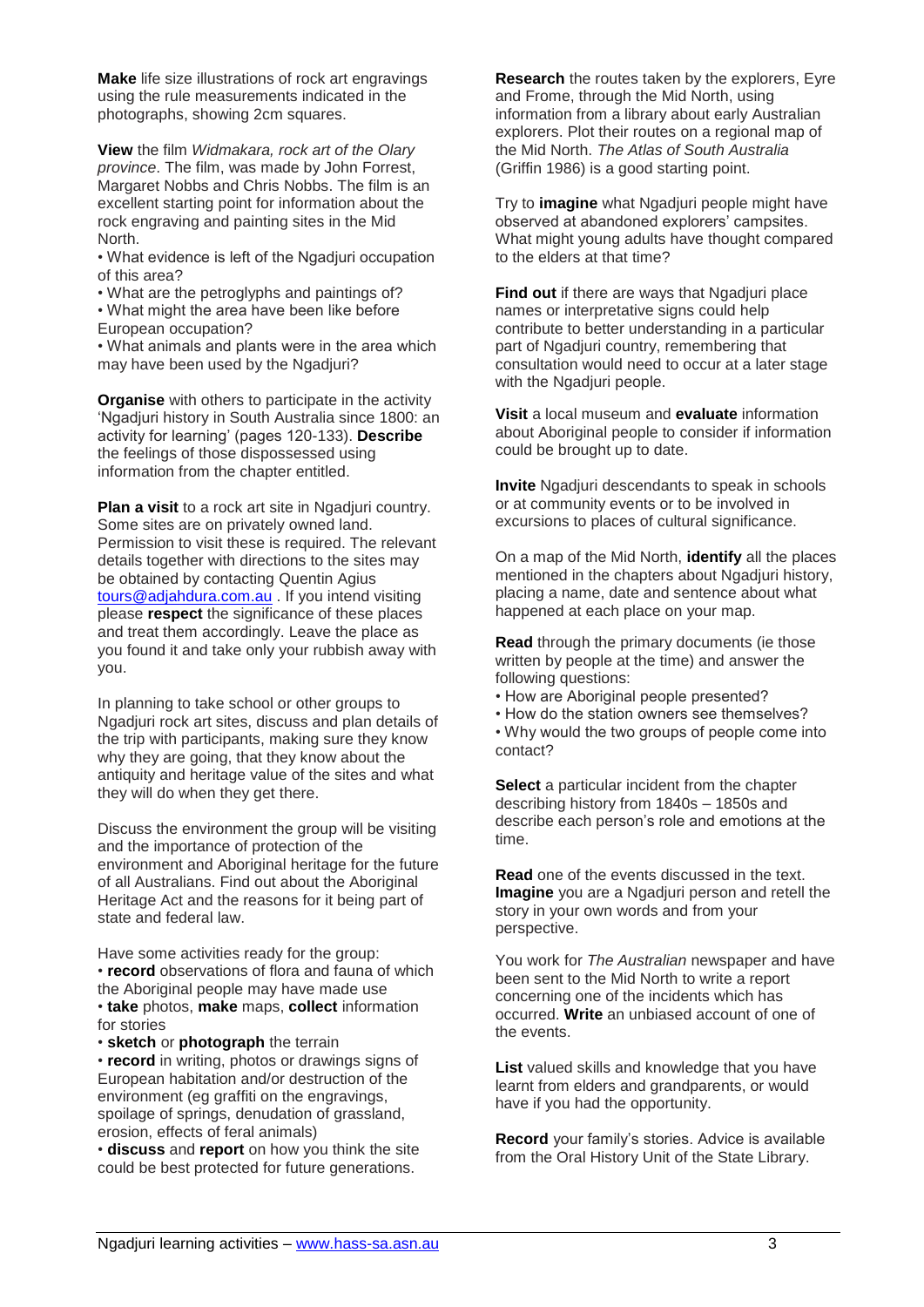**Make** life size illustrations of rock art engravings using the rule measurements indicated in the photographs, showing 2cm squares.

**View** the film *Widmakara, rock art of the Olary province*. The film, was made by John Forrest, Margaret Nobbs and Chris Nobbs. The film is an excellent starting point for information about the rock engraving and painting sites in the Mid North.

- What evidence is left of the Ngadjuri occupation of this area?
- What are the petroglyphs and paintings of?
- What might the area have been like before European occupation?
- What animals and plants were in the area which may have been used by the Ngadjuri?

**Organise** with others to participate in the activity 'Ngadjuri history in South Australia since 1800: an activity for learning' (pages 120-133). **Describe** the feelings of those dispossessed using information from the chapter entitled.

**Plan a visit** to a rock art site in Ngadjuri country. Some sites are on privately owned land. Permission to visit these is required. The relevant details together with directions to the sites may be obtained by contacting Quentin Agius tours@adjahdura.com.au . If you intend visiting please **respect** the significance of these places and treat them accordingly. Leave the place as you found it and take only your rubbish away with you.

In planning to take school or other groups to Ngadjuri rock art sites, discuss and plan details of the trip with participants, making sure they know why they are going, that they know about the antiquity and heritage value of the sites and what they will do when they get there.

Discuss the environment the group will be visiting and the importance of protection of the environment and Aboriginal heritage for the future of all Australians. Find out about the Aboriginal Heritage Act and the reasons for it being part of state and federal law.

Have some activities ready for the group:

- **record** observations of flora and fauna of which the Aboriginal people may have made use
- **take** photos, **make** maps, **collect** information for stories
- **sketch** or **photograph** the terrain
- **record** in writing, photos or drawings signs of European habitation and/or destruction of the environment (eg graffiti on the engravings, spoilage of springs, denudation of grassland, erosion, effects of feral animals)
- **discuss** and **report** on how you think the site could be best protected for future generations.

**Research** the routes taken by the explorers, Eyre and Frome, through the Mid North, using information from a library about early Australian explorers. Plot their routes on a regional map of the Mid North. *The Atlas of South Australia* (Griffin 1986) is a good starting point.

Try to **imagine** what Ngadjuri people might have observed at abandoned explorers' campsites. What might young adults have thought compared to the elders at that time?

**Find out** if there are ways that Ngadjuri place names or interpretative signs could help contribute to better understanding in a particular part of Ngadjuri country, remembering that consultation would need to occur at a later stage with the Ngadjuri people.

**Visit** a local museum and **evaluate** information about Aboriginal people to consider if information could be brought up to date.

**Invite** Ngadjuri descendants to speak in schools or at community events or to be involved in excursions to places of cultural significance.

On a map of the Mid North, **identify** all the places mentioned in the chapters about Ngadjuri history, placing a name, date and sentence about what happened at each place on your map.

**Read** through the primary documents (ie those written by people at the time) and answer the following questions:

- How are Aboriginal people presented?
- How do the station owners see themselves?
- Why would the two groups of people come into contact?

**Select** a particular incident from the chapter describing history from 1840s – 1850s and describe each person's role and emotions at the time.

**Read** one of the events discussed in the text. **Imagine** you are a Ngadjuri person and retell the story in your own words and from your perspective.

You work for *The Australian* newspaper and have been sent to the Mid North to write a report concerning one of the incidents which has occurred. **Write** an unbiased account of one of the events.

**List** valued skills and knowledge that you have learnt from elders and grandparents, or would have if you had the opportunity.

**Record** your family's stories. Advice is available from the Oral History Unit of the State Library.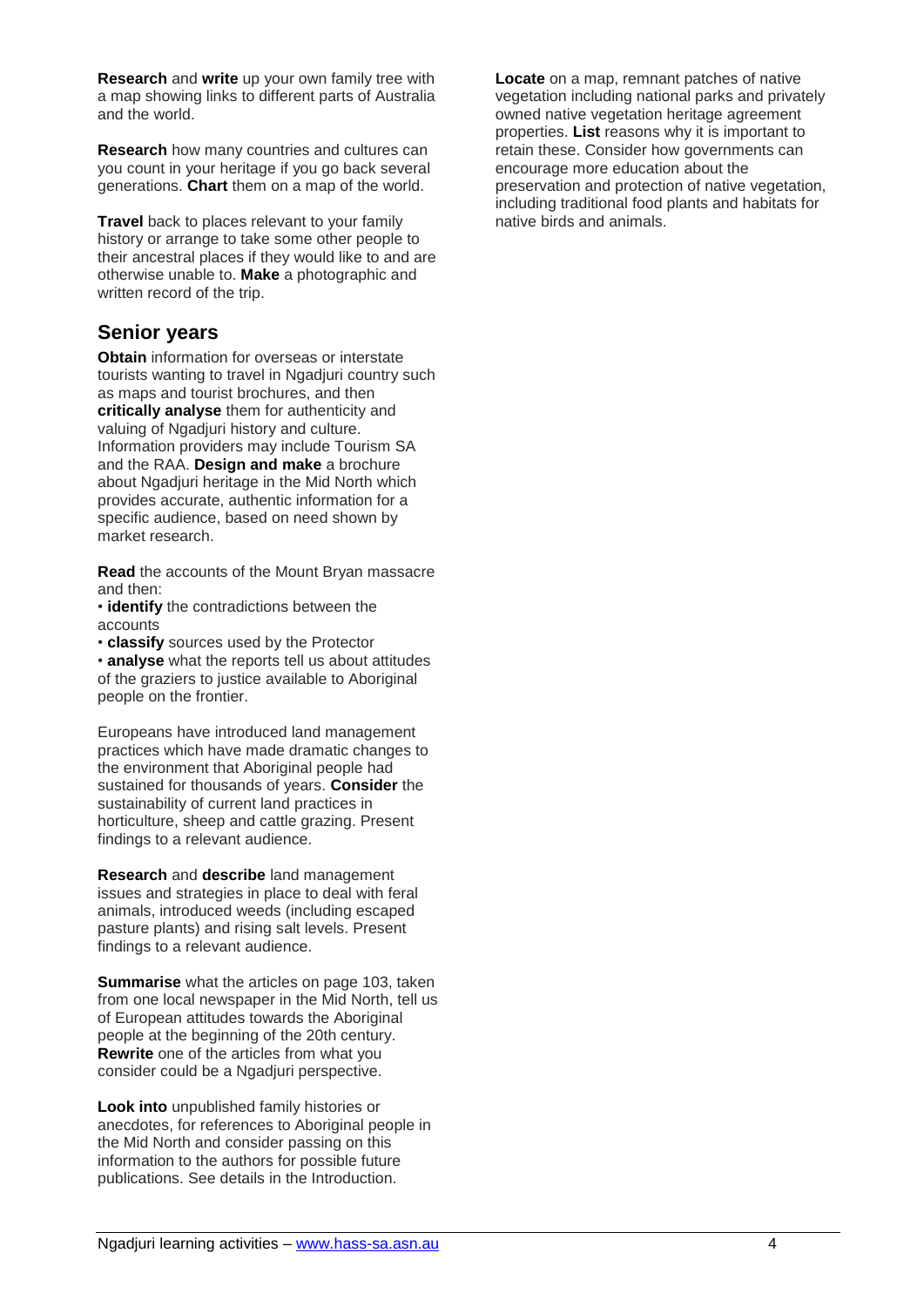**Research** and **write** up your own family tree with a map showing links to different parts of Australia and the world.

**Research** how many countries and cultures can you count in your heritage if you go back several generations. **Chart** them on a map of the world.

**Travel** back to places relevant to your family history or arrange to take some other people to their ancestral places if they would like to and are otherwise unable to. **Make** a photographic and written record of the trip.

## Senior years

**Obtain** information for overseas or interstate tourists wanting to travel in Ngadjuri country such as maps and tourist brochures, and then **critically analyse** them for authenticity and valuing of Ngadjuri history and culture. Information providers may include Tourism SA and the RAA. **Design and make** a brochure about Ngadjuri heritage in the Mid North which provides accurate, authentic information for a specific audience, based on need shown by market research.

**Read** the accounts of the Mount Bryan massacre and then:

- **identify** the contradictions between the accounts
- **classify** sources used by the Protector
- **analyse** what the reports tell us about attitudes of the graziers to justice available to Aboriginal people on the frontier.

Europeans have introduced land management practices which have made dramatic changes to the environment that Aboriginal people had sustained for thousands of years. **Consider** the sustainability of current land practices in horticulture, sheep and cattle grazing. Present findings to a relevant audience.

**Research** and **describe** land management issues and strategies in place to deal with feral animals, introduced weeds (including escaped pasture plants) and rising salt levels. Present findings to a relevant audience.

**Summarise** what the articles on page 103, taken from one local newspaper in the Mid North, tell us of European attitudes towards the Aboriginal people at the beginning of the 20th century. **Rewrite** one of the articles from what you consider could be a Ngadjuri perspective.

**Look into** unpublished family histories or anecdotes, for references to Aboriginal people in the Mid North and consider passing on this information to the authors for possible future publications. See details in the Introduction.

**Locate** on a map, remnant patches of native vegetation including national parks and privately owned native vegetation heritage agreement properties. **List** reasons why it is important to retain these. Consider how governments can encourage more education about the preservation and protection of native vegetation, including traditional food plants and habitats for native birds and animals.